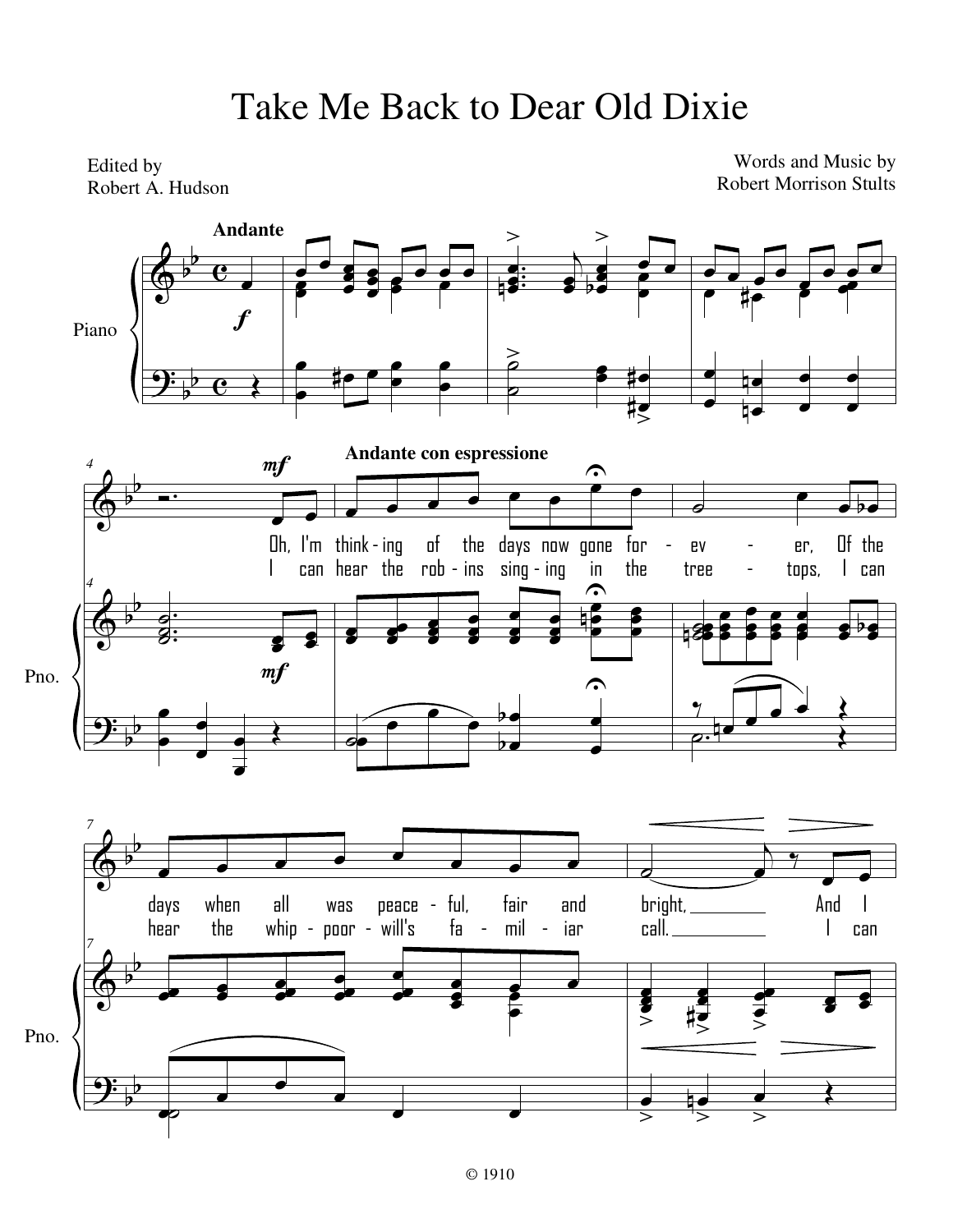# Take Me Back to Dear Old Dixie

Edited by
Robert A. Hudson

Words and Music by
Robert Morrison Stults

**Andante**

**Andante con espressione**

Oh, I'm think - ing of the days now gone for - ev - er, Of the days when all was peace - ful, fair and bright, And I

I can hear the rob - ins sing - ing in the tree - tops, I can hear the whip - poor - will's fa - mil - iar call. I can

© 1910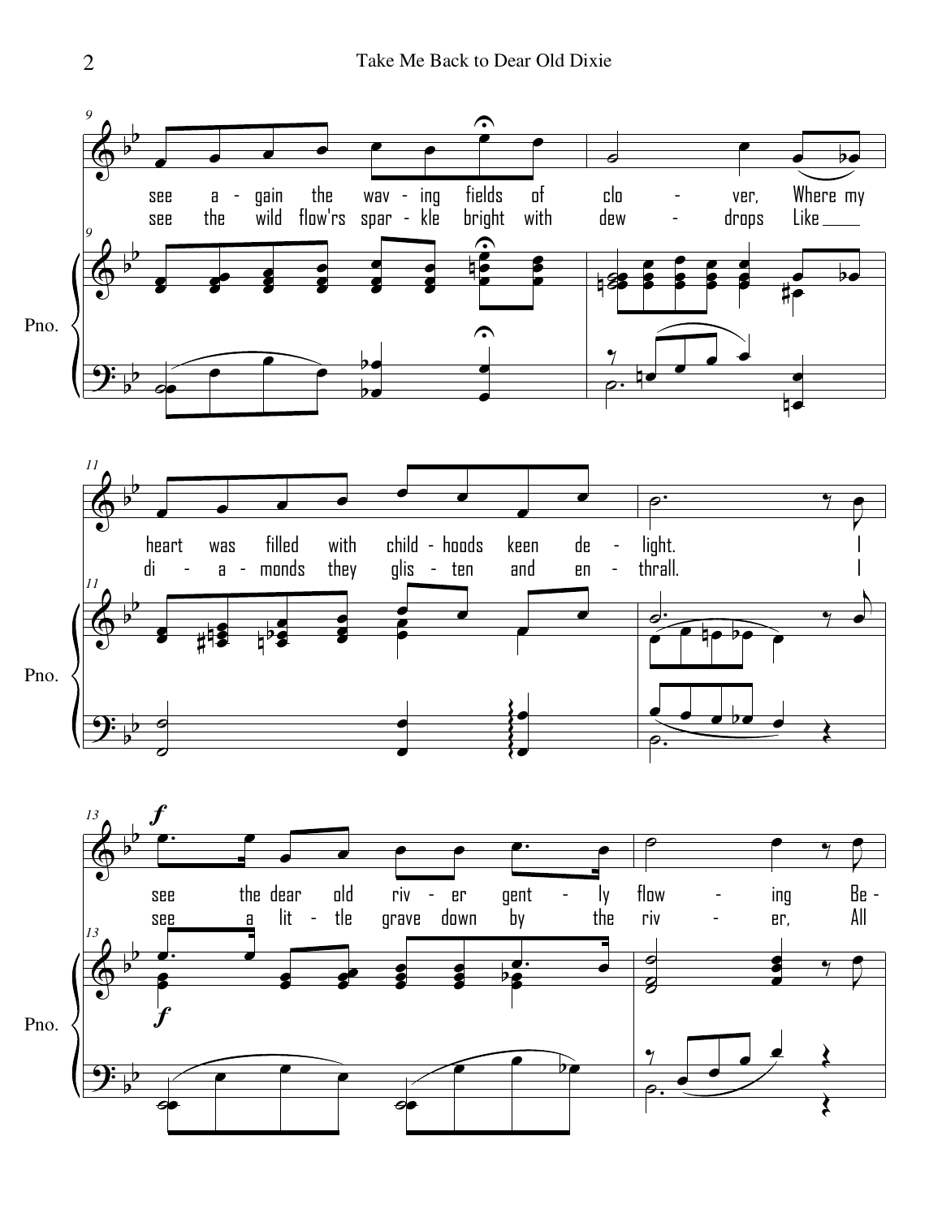see a - gain the wav - ing fields of clo - ver, Where my heart was filled with child - hoods keen de - light. I see the dear old riv - er gent - ly flow - ing Be -

see the wild flow'rs spar - kle bright with dew - drops Like di - a - monds they glis - ten and en - thrall. I see a lit - tle grave down by the riv - er, All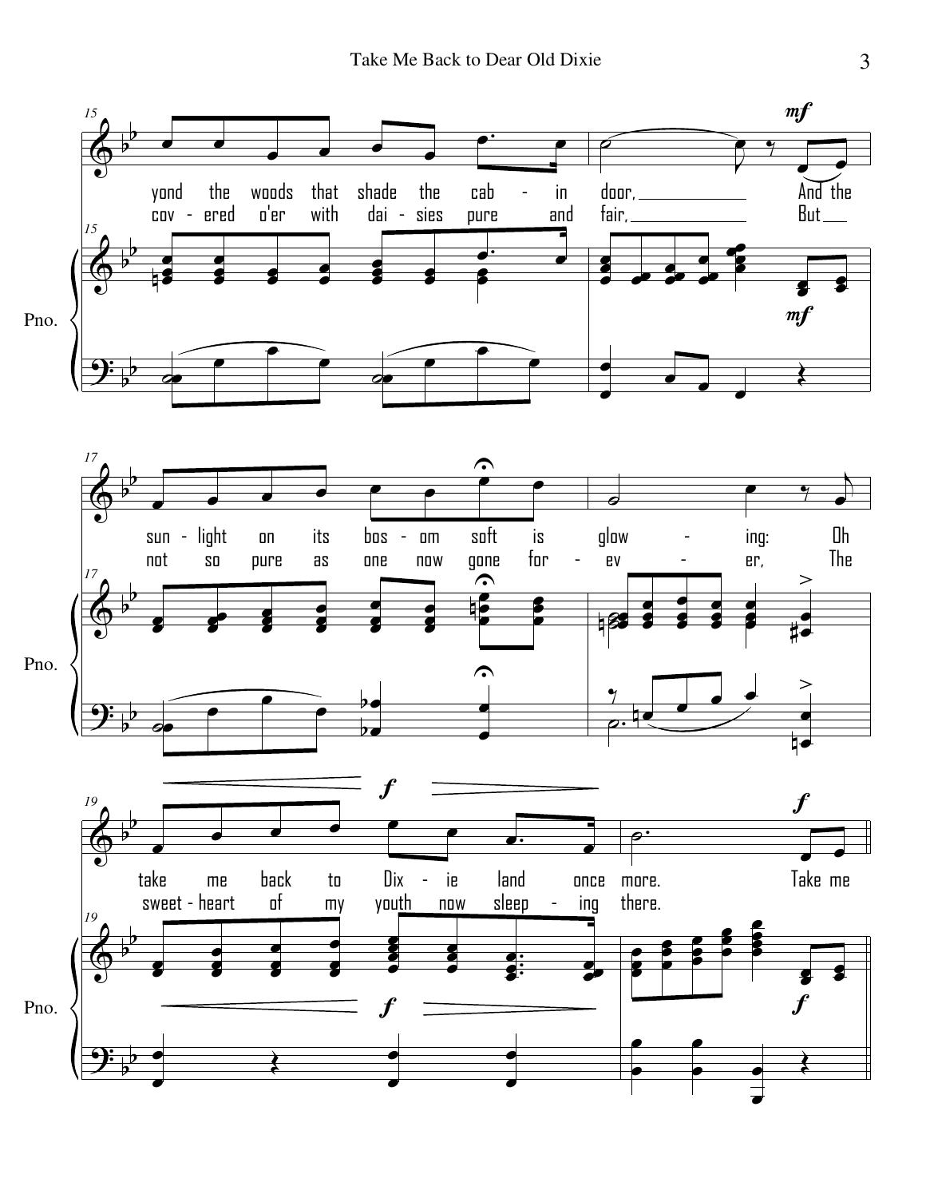yond the woods that shade the cab - in door, And the
cov - ered o'er with dai - sies pure and fair, But

sun - light on its bos - om soft is glow - ing: Oh
not so pure as one now gone for - ev - er, The

take me back to Dix - ie land once more. Take me
sweet - heart of my youth now sleep - ing there.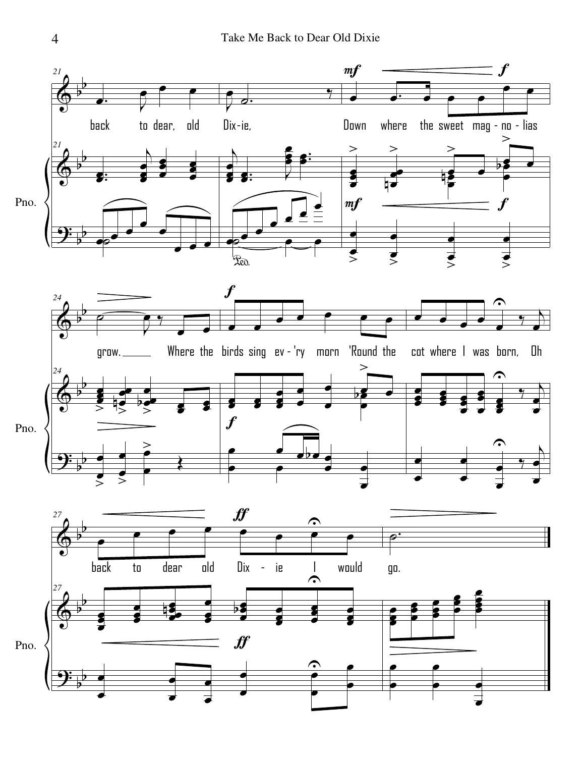back to dear, old Dix-ie, Down where the sweet mag-no-lias grow. Where the birds sing ev-'ry morn 'Round the cot where I was born, Oh back to dear old Dix-ie I would go.